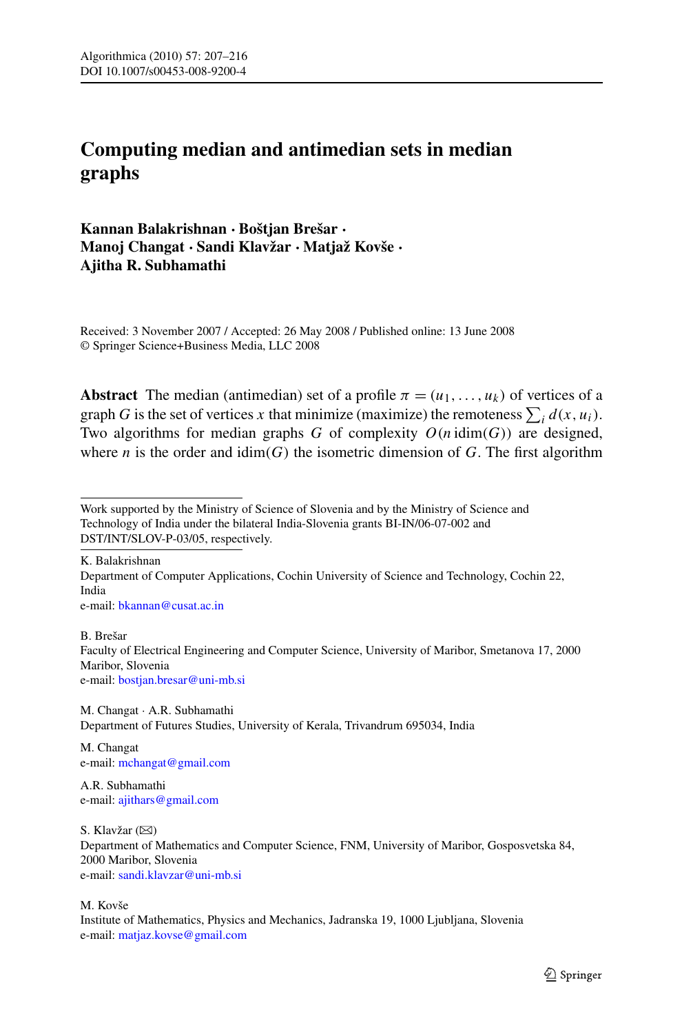# Computing median and antimedian sets in median graphs

**Kannan Balakrishnan · Boštjan Brešar · Manoj Changat · Sandi Klavžar · Matjaž Kovše · Ajitha R. Subhamathi**

Received: 3 November 2007 / Accepted: 26 May 2008 / Published online: 13 June 2008
© Springer Science+Business Media, LLC 2008

**Abstract** The median (antimedian) set of a profile $\pi = (u_1, \ldots, u_k)$ of vertices of a graph $G$ is the set of vertices $x$ that minimize (maximize) the remoteness $\sum_i d(x, u_i)$. Two algorithms for median graphs $G$ of complexity $O(n\,\text{idim}(G))$ are designed, where $n$ is the order and $\text{idim}(G)$ the isometric dimension of $G$. The first algorithm

---

Work supported by the Ministry of Science of Slovenia and by the Ministry of Science and Technology of India under the bilateral India-Slovenia grants BI-IN/06-07-002 and DST/INT/SLOV-P-03/05, respectively.

K. Balakrishnan
Department of Computer Applications, Cochin University of Science and Technology, Cochin 22, India
e-mail: bkannan@cusat.ac.in

B. Brešar
Faculty of Electrical Engineering and Computer Science, University of Maribor, Smetanova 17, 2000 Maribor, Slovenia
e-mail: bostjan.bresar@uni-mb.si

M. Changat · A.R. Subhamathi
Department of Futures Studies, University of Kerala, Trivandrum 695034, India

M. Changat
e-mail: mchangat@gmail.com

A.R. Subhamathi
e-mail: ajithars@gmail.com

S. Klavžar (✉)
Department of Mathematics and Computer Science, FNM, University of Maribor, Gosposvetska 84, 2000 Maribor, Slovenia
e-mail: sandi.klavzar@uni-mb.si

M. Kovše
Institute of Mathematics, Physics and Mechanics, Jadranska 19, 1000 Ljubljana, Slovenia
e-mail: matjaz.kovse@gmail.com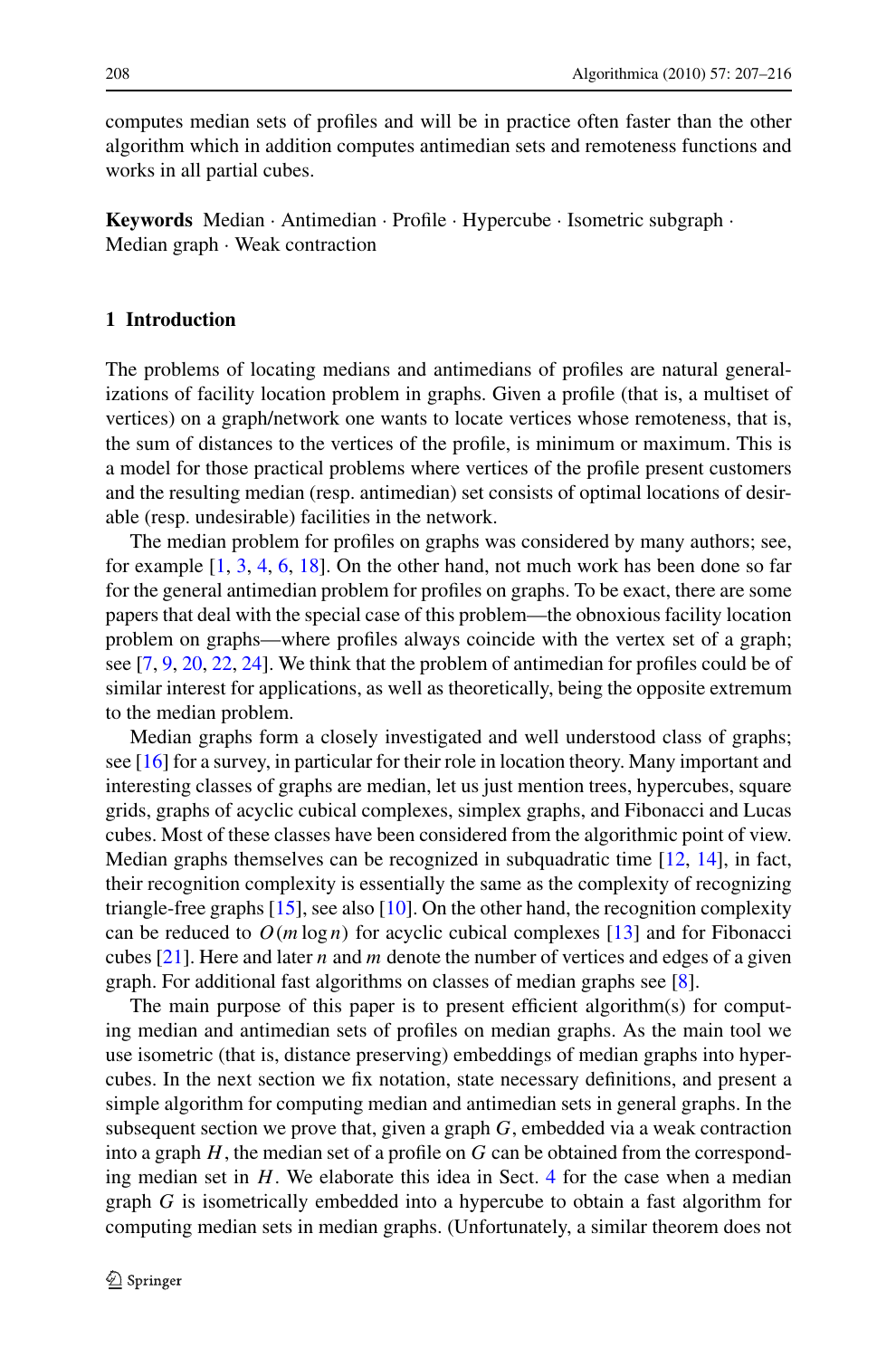computes median sets of profiles and will be in practice often faster than the other algorithm which in addition computes antimedian sets and remoteness functions and works in all partial cubes.

**Keywords** Median · Antimedian · Profile · Hypercube · Isometric subgraph · Median graph · Weak contraction

## 1 Introduction

The problems of locating medians and antimedians of profiles are natural generalizations of facility location problem in graphs. Given a profile (that is, a multiset of vertices) on a graph/network one wants to locate vertices whose remoteness, that is, the sum of distances to the vertices of the profile, is minimum or maximum. This is a model for those practical problems where vertices of the profile present customers and the resulting median (resp. antimedian) set consists of optimal locations of desirable (resp. undesirable) facilities in the network.

The median problem for profiles on graphs was considered by many authors; see, for example [1, 3, 4, 6, 18]. On the other hand, not much work has been done so far for the general antimedian problem for profiles on graphs. To be exact, there are some papers that deal with the special case of this problem—the obnoxious facility location problem on graphs—where profiles always coincide with the vertex set of a graph; see [7, 9, 20, 22, 24]. We think that the problem of antimedian for profiles could be of similar interest for applications, as well as theoretically, being the opposite extremum to the median problem.

Median graphs form a closely investigated and well understood class of graphs; see [16] for a survey, in particular for their role in location theory. Many important and interesting classes of graphs are median, let us just mention trees, hypercubes, square grids, graphs of acyclic cubical complexes, simplex graphs, and Fibonacci and Lucas cubes. Most of these classes have been considered from the algorithmic point of view. Median graphs themselves can be recognized in subquadratic time [12, 14], in fact, their recognition complexity is essentially the same as the complexity of recognizing triangle-free graphs [15], see also [10]. On the other hand, the recognition complexity can be reduced to $O(m \log n)$ for acyclic cubical complexes [13] and for Fibonacci cubes [21]. Here and later $n$ and $m$ denote the number of vertices and edges of a given graph. For additional fast algorithms on classes of median graphs see [8].

The main purpose of this paper is to present efficient algorithm(s) for computing median and antimedian sets of profiles on median graphs. As the main tool we use isometric (that is, distance preserving) embeddings of median graphs into hypercubes. In the next section we fix notation, state necessary definitions, and present a simple algorithm for computing median and antimedian sets in general graphs. In the subsequent section we prove that, given a graph $G$, embedded via a weak contraction into a graph $H$, the median set of a profile on $G$ can be obtained from the corresponding median set in $H$. We elaborate this idea in Sect. 4 for the case when a median graph $G$ is isometrically embedded into a hypercube to obtain a fast algorithm for computing median sets in median graphs. (Unfortunately, a similar theorem does not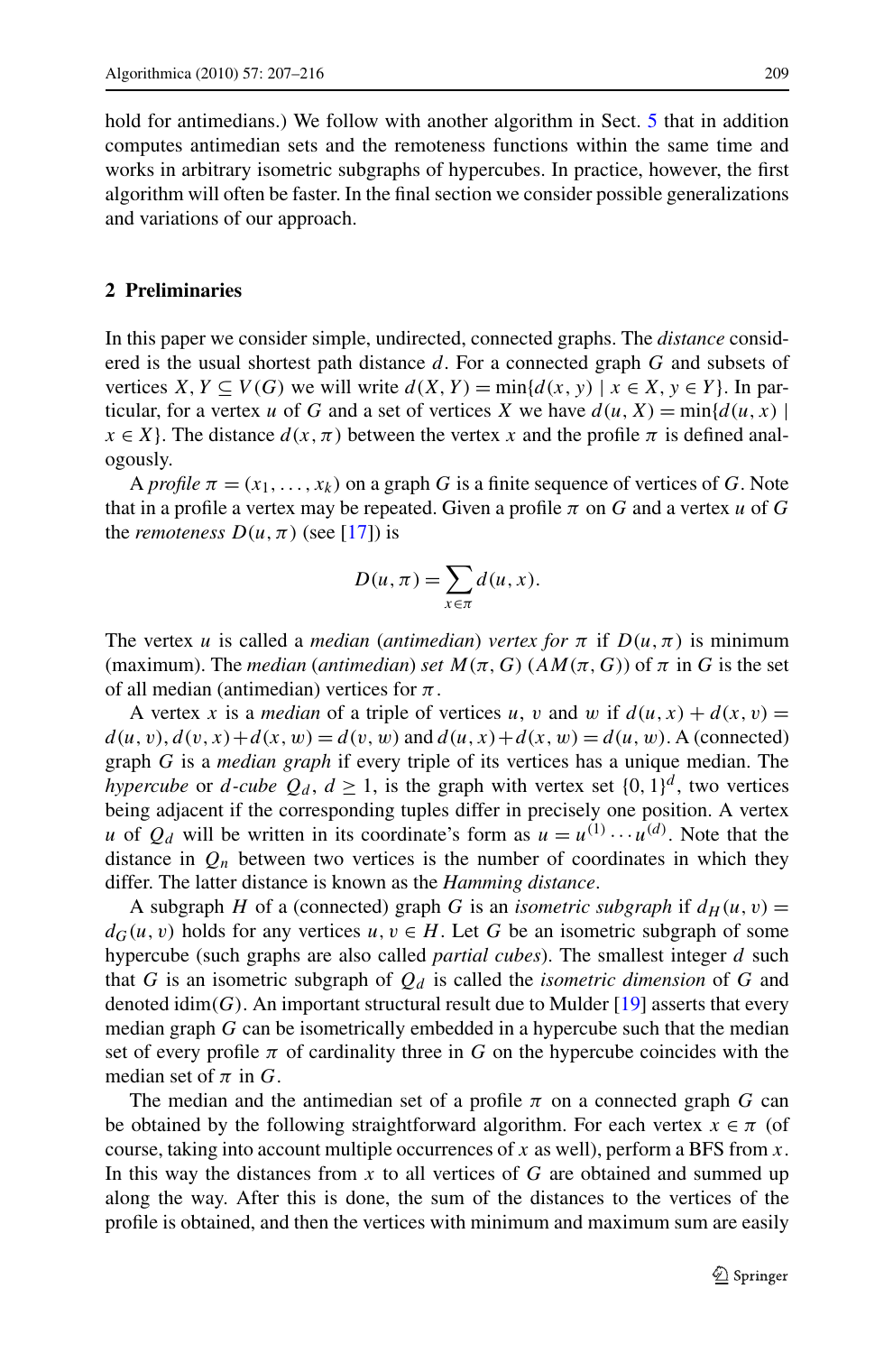hold for antimedians.) We follow with another algorithm in Sect. 5 that in addition computes antimedian sets and the remoteness functions within the same time and works in arbitrary isometric subgraphs of hypercubes. In practice, however, the first algorithm will often be faster. In the final section we consider possible generalizations and variations of our approach.

## 2 Preliminaries

In this paper we consider simple, undirected, connected graphs. The *distance* considered is the usual shortest path distance $d$. For a connected graph $G$ and subsets of vertices $X, Y \subseteq V(G)$ we will write $d(X,Y) = \min\{d(x,y) \mid x \in X, y \in Y\}$. In particular, for a vertex $u$ of $G$ and a set of vertices $X$ we have $d(u,X) = \min\{d(u,x) \mid x \in X\}$. The distance $d(x,\pi)$ between the vertex $x$ and the profile $\pi$ is defined analogously.

A *profile* $\pi = (x_1, \ldots, x_k)$ on a graph $G$ is a finite sequence of vertices of $G$. Note that in a profile a vertex may be repeated. Given a profile $\pi$ on $G$ and a vertex $u$ of $G$ the *remoteness* $D(u,\pi)$ (see [17]) is

$$D(u,\pi) = \sum_{x \in \pi} d(u,x).$$

The vertex $u$ is called a *median* (*antimedian*) *vertex for* $\pi$ if $D(u,\pi)$ is minimum (maximum). The *median* (*antimedian*) *set* $M(\pi, G)$ ($AM(\pi, G)$) of $\pi$ in $G$ is the set of all median (antimedian) vertices for $\pi$.

A vertex $x$ is a *median* of a triple of vertices $u$, $v$ and $w$ if $d(u,x) + d(x,v) = d(u,v)$, $d(v,x) + d(x,w) = d(v,w)$ and $d(u,x) + d(x,w) = d(u,w)$. A (connected) graph $G$ is a *median graph* if every triple of its vertices has a unique median. The *hypercube* or *$d$-cube* $Q_d$, $d \geq 1$, is the graph with vertex set $\{0,1\}^d$, two vertices being adjacent if the corresponding tuples differ in precisely one position. A vertex $u$ of $Q_d$ will be written in its coordinate's form as $u = u^{(1)} \cdots u^{(d)}$. Note that the distance in $Q_n$ between two vertices is the number of coordinates in which they differ. The latter distance is known as the *Hamming distance*.

A subgraph $H$ of a (connected) graph $G$ is an *isometric subgraph* if $d_H(u,v) = d_G(u,v)$ holds for any vertices $u, v \in H$. Let $G$ be an isometric subgraph of some hypercube (such graphs are also called *partial cubes*). The smallest integer $d$ such that $G$ is an isometric subgraph of $Q_d$ is called the *isometric dimension* of $G$ and denoted $\mathrm{idim}(G)$. An important structural result due to Mulder [19] asserts that every median graph $G$ can be isometrically embedded in a hypercube such that the median set of every profile $\pi$ of cardinality three in $G$ on the hypercube coincides with the median set of $\pi$ in $G$.

The median and the antimedian set of a profile $\pi$ on a connected graph $G$ can be obtained by the following straightforward algorithm. For each vertex $x \in \pi$ (of course, taking into account multiple occurrences of $x$ as well), perform a BFS from $x$. In this way the distances from $x$ to all vertices of $G$ are obtained and summed up along the way. After this is done, the sum of the distances to the vertices of the profile is obtained, and then the vertices with minimum and maximum sum are easily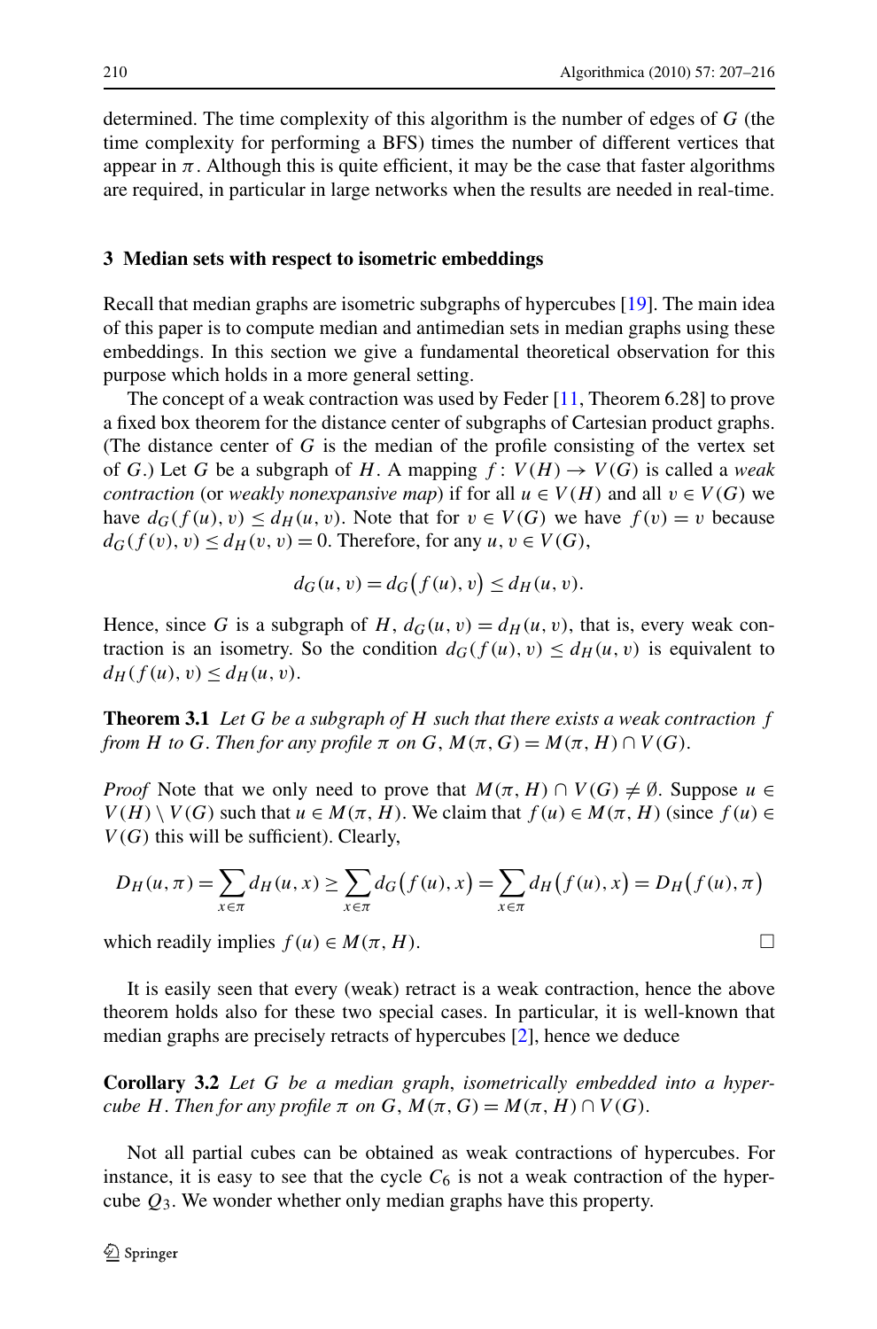determined. The time complexity of this algorithm is the number of edges of $G$ (the time complexity for performing a BFS) times the number of different vertices that appear in $\pi$. Although this is quite efficient, it may be the case that faster algorithms are required, in particular in large networks when the results are needed in real-time.

## 3 Median sets with respect to isometric embeddings

Recall that median graphs are isometric subgraphs of hypercubes [19]. The main idea of this paper is to compute median and antimedian sets in median graphs using these embeddings. In this section we give a fundamental theoretical observation for this purpose which holds in a more general setting.

The concept of a weak contraction was used by Feder [11, Theorem 6.28] to prove a fixed box theorem for the distance center of subgraphs of Cartesian product graphs. (The distance center of $G$ is the median of the profile consisting of the vertex set of $G$.) Let $G$ be a subgraph of $H$. A mapping $f: V(H) \to V(G)$ is called a *weak contraction* (or *weakly nonexpansive map*) if for all $u \in V(H)$ and all $v \in V(G)$ we have $d_G(f(u), v) \le d_H(u, v)$. Note that for $v \in V(G)$ we have $f(v) = v$ because $d_G(f(v), v) \le d_H(v, v) = 0$. Therefore, for any $u, v \in V(G)$,

$$d_G(u, v) = d_G\big(f(u), v\big) \le d_H(u, v).$$

Hence, since $G$ is a subgraph of $H$, $d_G(u, v) = d_H(u, v)$, that is, every weak contraction is an isometry. So the condition $d_G(f(u), v) \le d_H(u, v)$ is equivalent to $d_H(f(u), v) \le d_H(u, v)$.

**Theorem 3.1** *Let $G$ be a subgraph of $H$ such that there exists a weak contraction $f$ from $H$ to $G$. Then for any profile $\pi$ on $G$, $M(\pi, G) = M(\pi, H) \cap V(G)$.*

*Proof* Note that we only need to prove that $M(\pi, H) \cap V(G) \ne \emptyset$. Suppose $u \in V(H) \setminus V(G)$ such that $u \in M(\pi, H)$. We claim that $f(u) \in M(\pi, H)$ (since $f(u) \in V(G)$ this will be sufficient). Clearly,

$$D_H(u, \pi) = \sum_{x \in \pi} d_H(u, x) \ge \sum_{x \in \pi} d_G\big(f(u), x\big) = \sum_{x \in \pi} d_H\big(f(u), x\big) = D_H\big(f(u), \pi\big)$$

which readily implies $f(u) \in M(\pi, H)$. □

It is easily seen that every (weak) retract is a weak contraction, hence the above theorem holds also for these two special cases. In particular, it is well-known that median graphs are precisely retracts of hypercubes [2], hence we deduce

**Corollary 3.2** *Let $G$ be a median graph, isometrically embedded into a hypercube $H$. Then for any profile $\pi$ on $G$, $M(\pi, G) = M(\pi, H) \cap V(G)$.*

Not all partial cubes can be obtained as weak contractions of hypercubes. For instance, it is easy to see that the cycle $C_6$ is not a weak contraction of the hypercube $Q_3$. We wonder whether only median graphs have this property.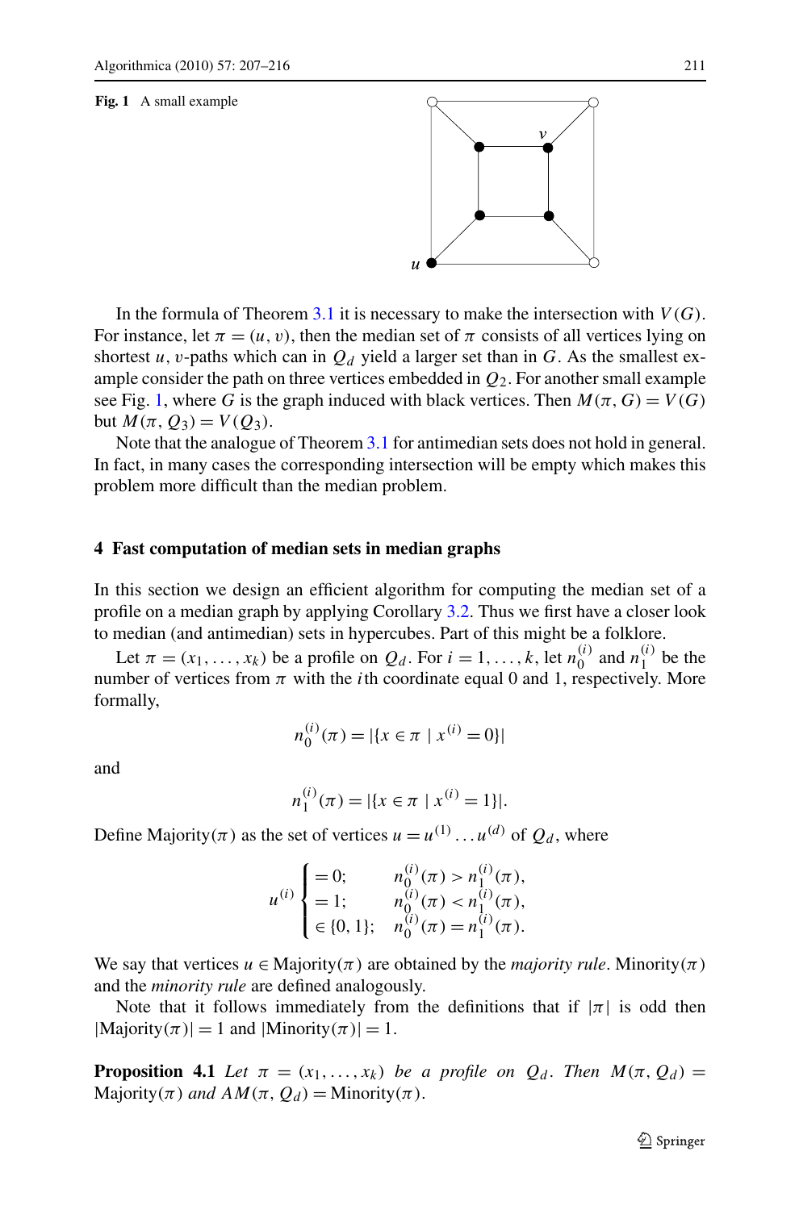**Fig. 1** A small example

In the formula of Theorem 3.1 it is necessary to make the intersection with $V(G)$. For instance, let $\pi = (u, v)$, then the median set of $\pi$ consists of all vertices lying on shortest $u, v$-paths which can in $Q_d$ yield a larger set than in $G$. As the smallest example consider the path on three vertices embedded in $Q_2$. For another small example see Fig. 1, where $G$ is the graph induced with black vertices. Then $M(\pi, G) = V(G)$ but $M(\pi, Q_3) = V(Q_3)$.

Note that the analogue of Theorem 3.1 for antimedian sets does not hold in general. In fact, in many cases the corresponding intersection will be empty which makes this problem more difficult than the median problem.

## 4 Fast computation of median sets in median graphs

In this section we design an efficient algorithm for computing the median set of a profile on a median graph by applying Corollary 3.2. Thus we first have a closer look to median (and antimedian) sets in hypercubes. Part of this might be a folklore.

Let $\pi = (x_1, \ldots, x_k)$ be a profile on $Q_d$. For $i = 1, \ldots, k$, let $n_0^{(i)}$ and $n_1^{(i)}$ be the number of vertices from $\pi$ with the $i$th coordinate equal 0 and 1, respectively. More formally,

$$n_0^{(i)}(\pi) = |\{x \in \pi \mid x^{(i)} = 0\}|$$

and

$$n_1^{(i)}(\pi) = |\{x \in \pi \mid x^{(i)} = 1\}|.$$

Define Majority$(\pi)$ as the set of vertices $u = u^{(1)} \ldots u^{(d)}$ of $Q_d$, where

$$u^{(i)} \begin{cases} = 0; & n_0^{(i)}(\pi) > n_1^{(i)}(\pi), \\ = 1; & n_0^{(i)}(\pi) < n_1^{(i)}(\pi), \\ \in \{0, 1\}; & n_0^{(i)}(\pi) = n_1^{(i)}(\pi). \end{cases}$$

We say that vertices $u \in$ Majority$(\pi)$ are obtained by the *majority rule*. Minority$(\pi)$ and the *minority rule* are defined analogously.

Note that it follows immediately from the definitions that if $|\pi|$ is odd then $|\text{Majority}(\pi)| = 1$ and $|\text{Minority}(\pi)| = 1$.

**Proposition 4.1** *Let $\pi = (x_1, \ldots, x_k)$ be a profile on $Q_d$. Then $M(\pi, Q_d) =$ Majority$(\pi)$ and $AM(\pi, Q_d) =$ Minority$(\pi)$.*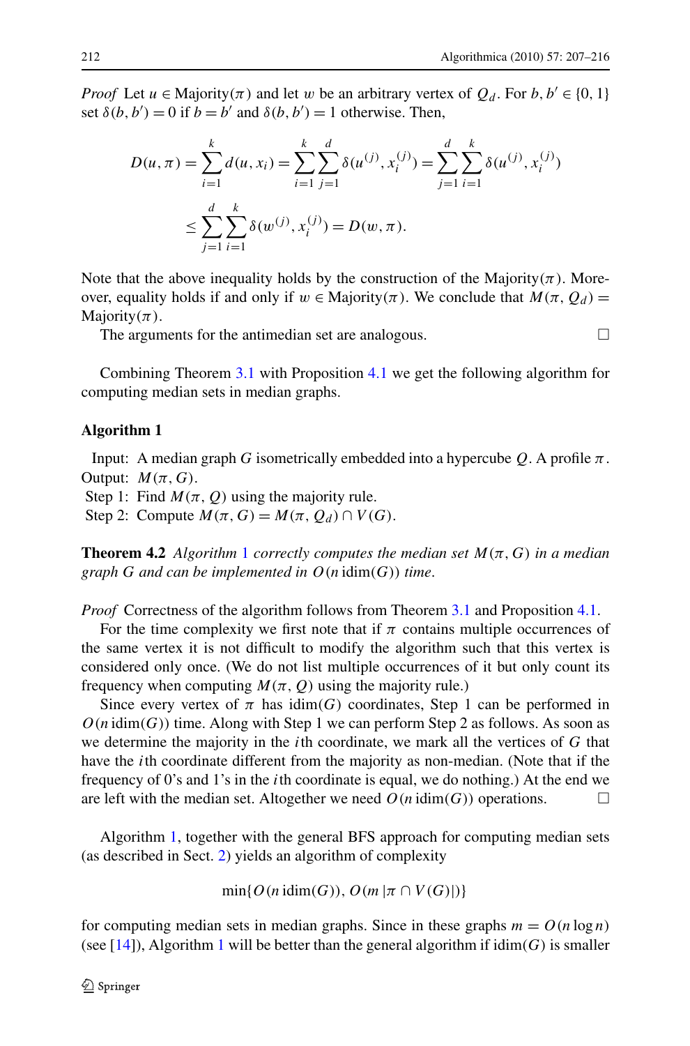*Proof* Let $u \in \text{Majority}(\pi)$ and let $w$ be an arbitrary vertex of $Q_d$. For $b, b' \in \{0, 1\}$ set $\delta(b, b') = 0$ if $b = b'$ and $\delta(b, b') = 1$ otherwise. Then,

$$D(u, \pi) = \sum_{i=1}^{k} d(u, x_i) = \sum_{i=1}^{k} \sum_{j=1}^{d} \delta(u^{(j)}, x_i^{(j)}) = \sum_{j=1}^{d} \sum_{i=1}^{k} \delta(u^{(j)}, x_i^{(j)})$$

$$\leq \sum_{j=1}^{d} \sum_{i=1}^{k} \delta(w^{(j)}, x_i^{(j)}) = D(w, \pi).$$

Note that the above inequality holds by the construction of the $\text{Majority}(\pi)$. Moreover, equality holds if and only if $w \in \text{Majority}(\pi)$. We conclude that $M(\pi, Q_d) = \text{Majority}(\pi)$.

The arguments for the antimedian set are analogous. □

Combining Theorem 3.1 with Proposition 4.1 we get the following algorithm for computing median sets in median graphs.

**Algorithm 1**

Input: A median graph $G$ isometrically embedded into a hypercube $Q$. A profile $\pi$.
Output: $M(\pi, G)$.
Step 1: Find $M(\pi, Q)$ using the majority rule.
Step 2: Compute $M(\pi, G) = M(\pi, Q_d) \cap V(G)$.

**Theorem 4.2** *Algorithm 1 correctly computes the median set $M(\pi, G)$ in a median graph $G$ and can be implemented in $O(n\,\text{idim}(G))$ time.*

*Proof* Correctness of the algorithm follows from Theorem 3.1 and Proposition 4.1.

For the time complexity we first note that if $\pi$ contains multiple occurrences of the same vertex it is not difficult to modify the algorithm such that this vertex is considered only once. (We do not list multiple occurrences of it but only count its frequency when computing $M(\pi, Q)$ using the majority rule.)

Since every vertex of $\pi$ has $\text{idim}(G)$ coordinates, Step 1 can be performed in $O(n\,\text{idim}(G))$ time. Along with Step 1 we can perform Step 2 as follows. As soon as we determine the majority in the $i$th coordinate, we mark all the vertices of $G$ that have the $i$th coordinate different from the majority as non-median. (Note that if the frequency of 0's and 1's in the $i$th coordinate is equal, we do nothing.) At the end we are left with the median set. Altogether we need $O(n\,\text{idim}(G))$ operations. □

Algorithm 1, together with the general BFS approach for computing median sets (as described in Sect. 2) yields an algorithm of complexity

$$\min\{O(n\,\text{idim}(G)), O(m\,|\pi \cap V(G)|)\}$$

for computing median sets in median graphs. Since in these graphs $m = O(n \log n)$ (see [14]), Algorithm 1 will be better than the general algorithm if $\text{idim}(G)$ is smaller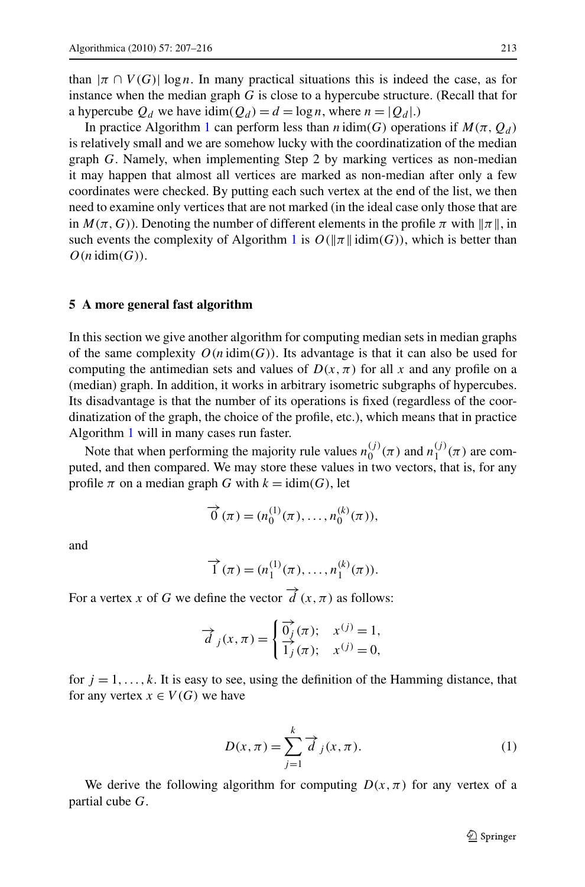than $|\pi \cap V(G)| \log n$. In many practical situations this is indeed the case, as for instance when the median graph $G$ is close to a hypercube structure. (Recall that for a hypercube $Q_d$ we have $\text{idim}(Q_d) = d = \log n$, where $n = |Q_d|$.)

In practice Algorithm 1 can perform less than $n\,\text{idim}(G)$ operations if $M(\pi, Q_d)$ is relatively small and we are somehow lucky with the coordinatization of the median graph $G$. Namely, when implementing Step 2 by marking vertices as non-median it may happen that almost all vertices are marked as non-median after only a few coordinates were checked. By putting each such vertex at the end of the list, we then need to examine only vertices that are not marked (in the ideal case only those that are in $M(\pi, G)$). Denoting the number of different elements in the profile $\pi$ with $\|\pi\|$, in such events the complexity of Algorithm 1 is $O(\|\pi\|\,\text{idim}(G))$, which is better than $O(n\,\text{idim}(G))$.

## 5 A more general fast algorithm

In this section we give another algorithm for computing median sets in median graphs of the same complexity $O(n\,\text{idim}(G))$. Its advantage is that it can also be used for computing the antimedian sets and values of $D(x, \pi)$ for all $x$ and any profile on a (median) graph. In addition, it works in arbitrary isometric subgraphs of hypercubes. Its disadvantage is that the number of its operations is fixed (regardless of the coordinatization of the graph, the choice of the profile, etc.), which means that in practice Algorithm 1 will in many cases run faster.

Note that when performing the majority rule values $n_0^{(j)}(\pi)$ and $n_1^{(j)}(\pi)$ are computed, and then compared. We may store these values in two vectors, that is, for any profile $\pi$ on a median graph $G$ with $k = \text{idim}(G)$, let

$$\overrightarrow{0}(\pi) = (n_0^{(1)}(\pi), \ldots, n_0^{(k)}(\pi)),$$

and

$$\overrightarrow{1}(\pi) = (n_1^{(1)}(\pi), \ldots, n_1^{(k)}(\pi)).$$

For a vertex $x$ of $G$ we define the vector $\overrightarrow{d}(x, \pi)$ as follows:

$$\overrightarrow{d}_j(x, \pi) = \begin{cases} \overrightarrow{0}_j(\pi); & x^{(j)} = 1, \\ \overrightarrow{1}_j(\pi); & x^{(j)} = 0, \end{cases}$$

for $j = 1, \ldots, k$. It is easy to see, using the definition of the Hamming distance, that for any vertex $x \in V(G)$ we have

$$D(x, \pi) = \sum_{j=1}^{k} \overrightarrow{d}_j(x, \pi). \tag{1}$$

We derive the following algorithm for computing $D(x, \pi)$ for any vertex of a partial cube $G$.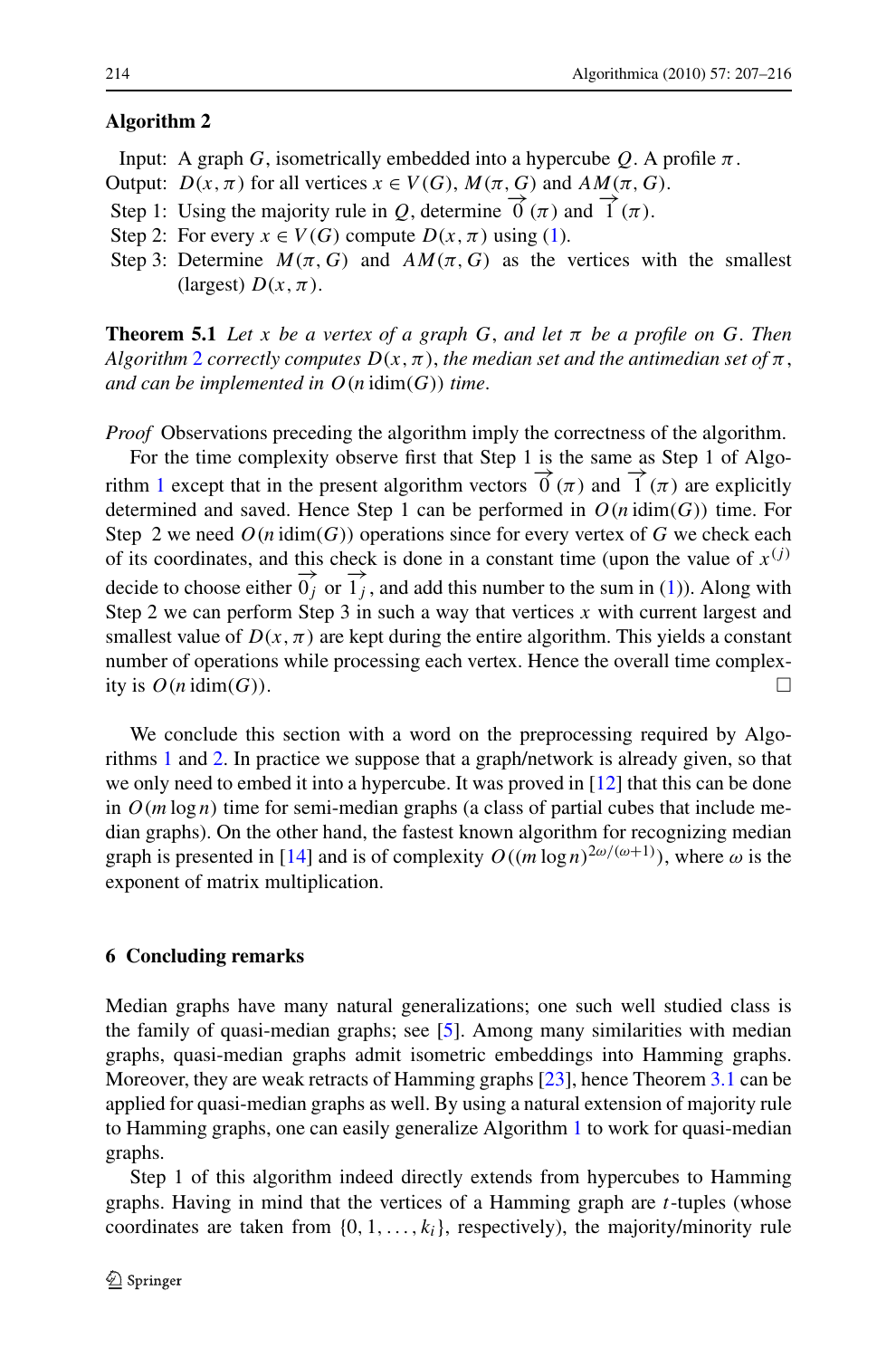**Algorithm 2**

Input: A graph $G$, isometrically embedded into a hypercube $Q$. A profile $\pi$.
Output: $D(x,\pi)$ for all vertices $x \in V(G)$, $M(\pi,G)$ and $AM(\pi,G)$.
Step 1: Using the majority rule in $Q$, determine $\overrightarrow{0}(\pi)$ and $\overrightarrow{1}(\pi)$.
Step 2: For every $x \in V(G)$ compute $D(x,\pi)$ using (1).
Step 3: Determine $M(\pi,G)$ and $AM(\pi,G)$ as the vertices with the smallest (largest) $D(x,\pi)$.

**Theorem 5.1** *Let $x$ be a vertex of a graph $G$, and let $\pi$ be a profile on $G$. Then Algorithm 2 correctly computes $D(x,\pi)$, the median set and the antimedian set of $\pi$, and can be implemented in $O(n\,\mathrm{idim}(G))$ time.*

*Proof* Observations preceding the algorithm imply the correctness of the algorithm.

For the time complexity observe first that Step 1 is the same as Step 1 of Algorithm 1 except that in the present algorithm vectors $\overrightarrow{0}(\pi)$ and $\overrightarrow{1}(\pi)$ are explicitly determined and saved. Hence Step 1 can be performed in $O(n\,\mathrm{idim}(G))$ time. For Step 2 we need $O(n\,\mathrm{idim}(G))$ operations since for every vertex of $G$ we check each of its coordinates, and this check is done in a constant time (upon the value of $x^{(j)}$ decide to choose either $\overrightarrow{0}_j$ or $\overrightarrow{1}_j$, and add this number to the sum in (1)). Along with Step 2 we can perform Step 3 in such a way that vertices $x$ with current largest and smallest value of $D(x,\pi)$ are kept during the entire algorithm. This yields a constant number of operations while processing each vertex. Hence the overall time complexity is $O(n\,\mathrm{idim}(G))$. □

We conclude this section with a word on the preprocessing required by Algorithms 1 and 2. In practice we suppose that a graph/network is already given, so that we only need to embed it into a hypercube. It was proved in [12] that this can be done in $O(m \log n)$ time for semi-median graphs (a class of partial cubes that include median graphs). On the other hand, the fastest known algorithm for recognizing median graph is presented in [14] and is of complexity $O((m\log n)^{2\omega/(\omega+1)})$, where $\omega$ is the exponent of matrix multiplication.

## 6 Concluding remarks

Median graphs have many natural generalizations; one such well studied class is the family of quasi-median graphs; see [5]. Among many similarities with median graphs, quasi-median graphs admit isometric embeddings into Hamming graphs. Moreover, they are weak retracts of Hamming graphs [23], hence Theorem 3.1 can be applied for quasi-median graphs as well. By using a natural extension of majority rule to Hamming graphs, one can easily generalize Algorithm 1 to work for quasi-median graphs.

Step 1 of this algorithm indeed directly extends from hypercubes to Hamming graphs. Having in mind that the vertices of a Hamming graph are $t$-tuples (whose coordinates are taken from $\{0,1,\ldots,k_i\}$, respectively), the majority/minority rule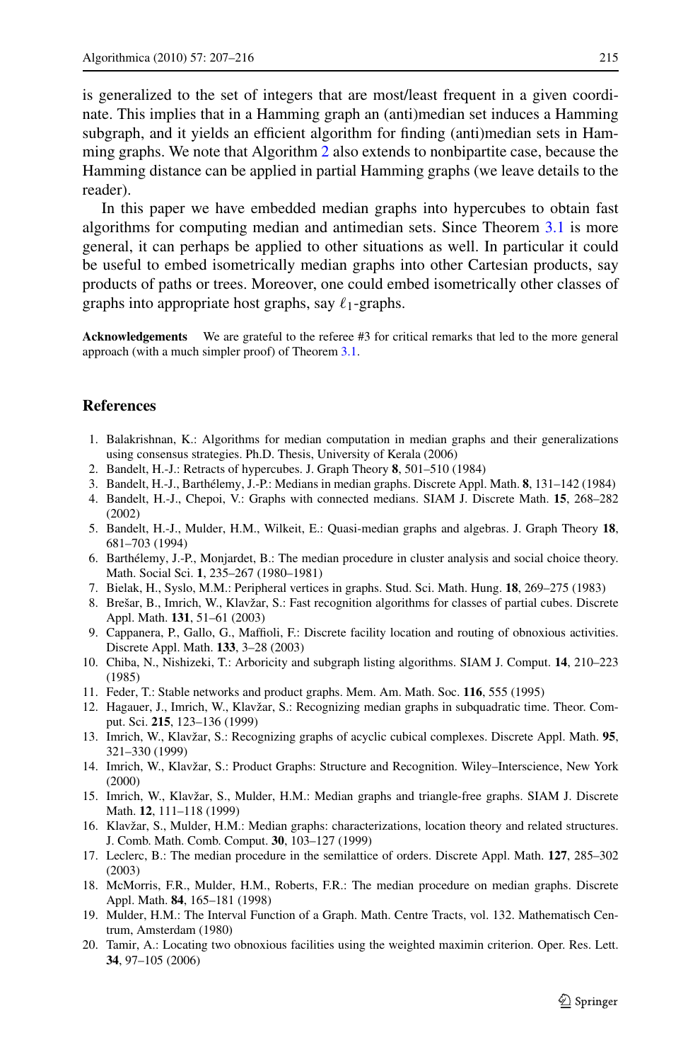is generalized to the set of integers that are most/least frequent in a given coordinate. This implies that in a Hamming graph an (anti)median set induces a Hamming subgraph, and it yields an efficient algorithm for finding (anti)median sets in Hamming graphs. We note that Algorithm 2 also extends to nonbipartite case, because the Hamming distance can be applied in partial Hamming graphs (we leave details to the reader).

In this paper we have embedded median graphs into hypercubes to obtain fast algorithms for computing median and antimedian sets. Since Theorem 3.1 is more general, it can perhaps be applied to other situations as well. In particular it could be useful to embed isometrically median graphs into other Cartesian products, say products of paths or trees. Moreover, one could embed isometrically other classes of graphs into appropriate host graphs, say $\ell_1$-graphs.

**Acknowledgements** We are grateful to the referee #3 for critical remarks that led to the more general approach (with a much simpler proof) of Theorem 3.1.

## References

1. Balakrishnan, K.: Algorithms for median computation in median graphs and their generalizations using consensus strategies. Ph.D. Thesis, University of Kerala (2006)
2. Bandelt, H.-J.: Retracts of hypercubes. J. Graph Theory **8**, 501–510 (1984)
3. Bandelt, H.-J., Barthélemy, J.-P.: Medians in median graphs. Discrete Appl. Math. **8**, 131–142 (1984)
4. Bandelt, H.-J., Chepoi, V.: Graphs with connected medians. SIAM J. Discrete Math. **15**, 268–282 (2002)
5. Bandelt, H.-J., Mulder, H.M., Wilkeit, E.: Quasi-median graphs and algebras. J. Graph Theory **18**, 681–703 (1994)
6. Barthélemy, J.-P., Monjardet, B.: The median procedure in cluster analysis and social choice theory. Math. Social Sci. **1**, 235–267 (1980–1981)
7. Bielak, H., Syslo, M.M.: Peripheral vertices in graphs. Stud. Sci. Math. Hung. **18**, 269–275 (1983)
8. Brešar, B., Imrich, W., Klavžar, S.: Fast recognition algorithms for classes of partial cubes. Discrete Appl. Math. **131**, 51–61 (2003)
9. Cappanera, P., Gallo, G., Maffioli, F.: Discrete facility location and routing of obnoxious activities. Discrete Appl. Math. **133**, 3–28 (2003)
10. Chiba, N., Nishizeki, T.: Arboricity and subgraph listing algorithms. SIAM J. Comput. **14**, 210–223 (1985)
11. Feder, T.: Stable networks and product graphs. Mem. Am. Math. Soc. **116**, 555 (1995)
12. Hagauer, J., Imrich, W., Klavžar, S.: Recognizing median graphs in subquadratic time. Theor. Comput. Sci. **215**, 123–136 (1999)
13. Imrich, W., Klavžar, S.: Recognizing graphs of acyclic cubical complexes. Discrete Appl. Math. **95**, 321–330 (1999)
14. Imrich, W., Klavžar, S.: Product Graphs: Structure and Recognition. Wiley–Interscience, New York (2000)
15. Imrich, W., Klavžar, S., Mulder, H.M.: Median graphs and triangle-free graphs. SIAM J. Discrete Math. **12**, 111–118 (1999)
16. Klavžar, S., Mulder, H.M.: Median graphs: characterizations, location theory and related structures. J. Comb. Math. Comb. Comput. **30**, 103–127 (1999)
17. Leclerc, B.: The median procedure in the semilattice of orders. Discrete Appl. Math. **127**, 285–302 (2003)
18. McMorris, F.R., Mulder, H.M., Roberts, F.R.: The median procedure on median graphs. Discrete Appl. Math. **84**, 165–181 (1998)
19. Mulder, H.M.: The Interval Function of a Graph. Math. Centre Tracts, vol. 132. Mathematisch Centrum, Amsterdam (1980)
20. Tamir, A.: Locating two obnoxious facilities using the weighted maximin criterion. Oper. Res. Lett. **34**, 97–105 (2006)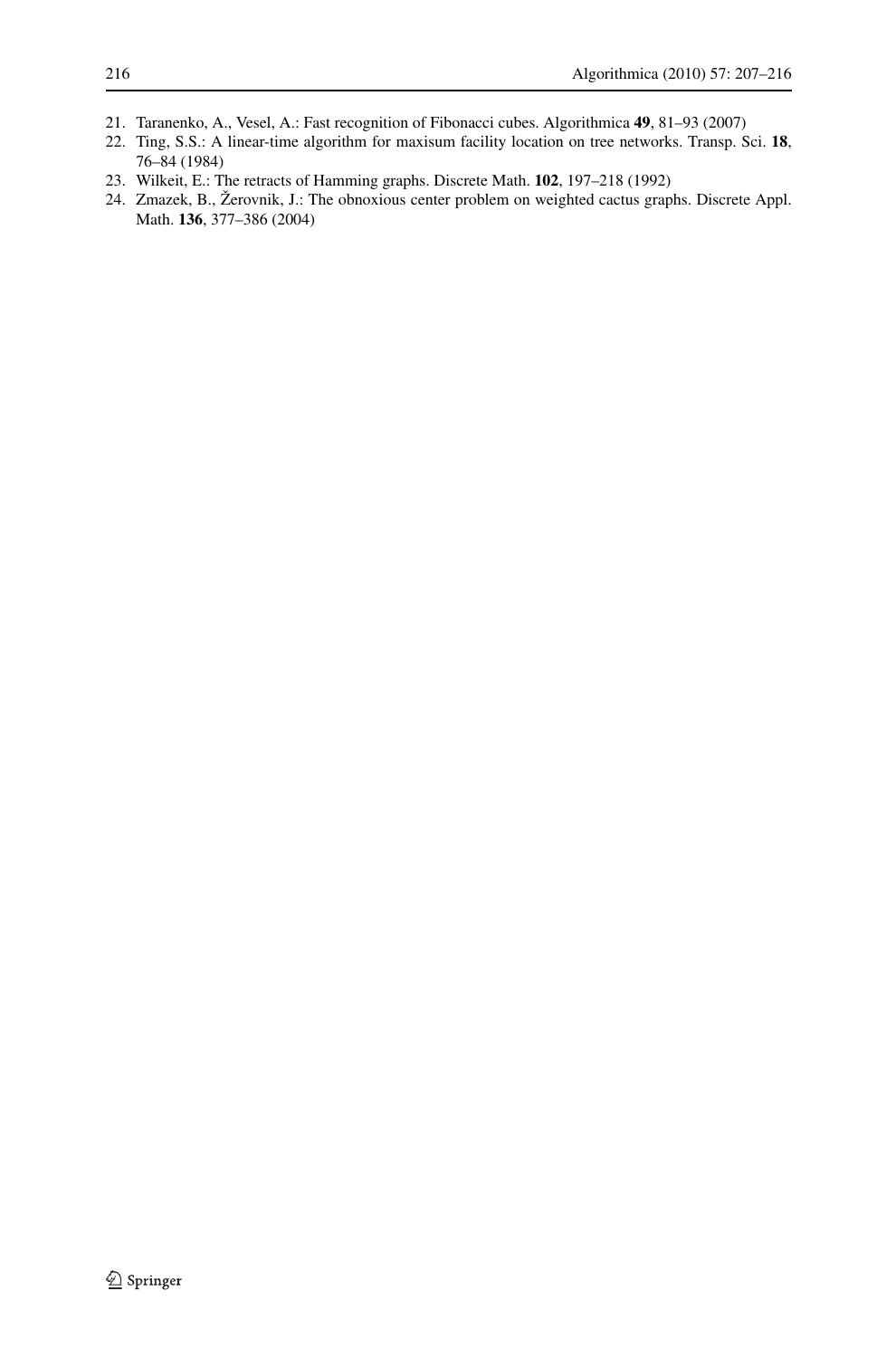21. Taranenko, A., Vesel, A.: Fast recognition of Fibonacci cubes. Algorithmica **49**, 81–93 (2007)
22. Ting, S.S.: A linear-time algorithm for maxisum facility location on tree networks. Transp. Sci. **18**, 76–84 (1984)
23. Wilkeit, E.: The retracts of Hamming graphs. Discrete Math. **102**, 197–218 (1992)
24. Zmazek, B., Žerovnik, J.: The obnoxious center problem on weighted cactus graphs. Discrete Appl. Math. **136**, 377–386 (2004)